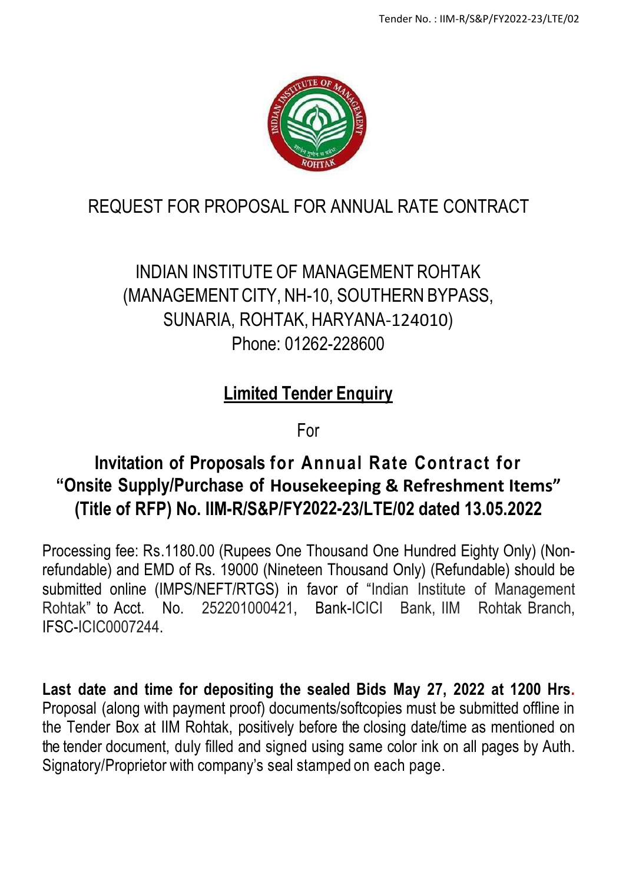# REQUEST FOR PROPOSAL FOR ANNUAL RATE CONTRACT

## INDIAN INSTITUTE OF MANAGEMENT ROHTAK
## (MANAGEMENT CITY, NH-10, SOUTHERN BYPASS, SUNARIA, ROHTAK, HARYANA-124010)
## Phone: 01262-228600

## Limited Tender Enquiry

For

## Invitation of Proposals for Annual Rate Contract for "Onsite Supply/Purchase of Housekeeping & Refreshment Items" (Title of RFP) No. IIM-R/S&P/FY2022-23/LTE/02 dated 13.05.2022

Processing fee: Rs.1180.00 (Rupees One Thousand One Hundred Eighty Only) (Non-refundable) and EMD of Rs. 19000 (Nineteen Thousand Only) (Refundable) should be submitted online (IMPS/NEFT/RTGS) in favor of "Indian Institute of Management Rohtak" to Acct. No. 252201000421, Bank-ICICI Bank, IIM Rohtak Branch, IFSC-ICIC0007244.

**Last date and time for depositing the sealed Bids May 27, 2022 at 1200 Hrs.** Proposal (along with payment proof) documents/softcopies must be submitted offline in the Tender Box at IIM Rohtak, positively before the closing date/time as mentioned on the tender document, duly filled and signed using same color ink on all pages by Auth. Signatory/Proprietor with company's seal stamped on each page.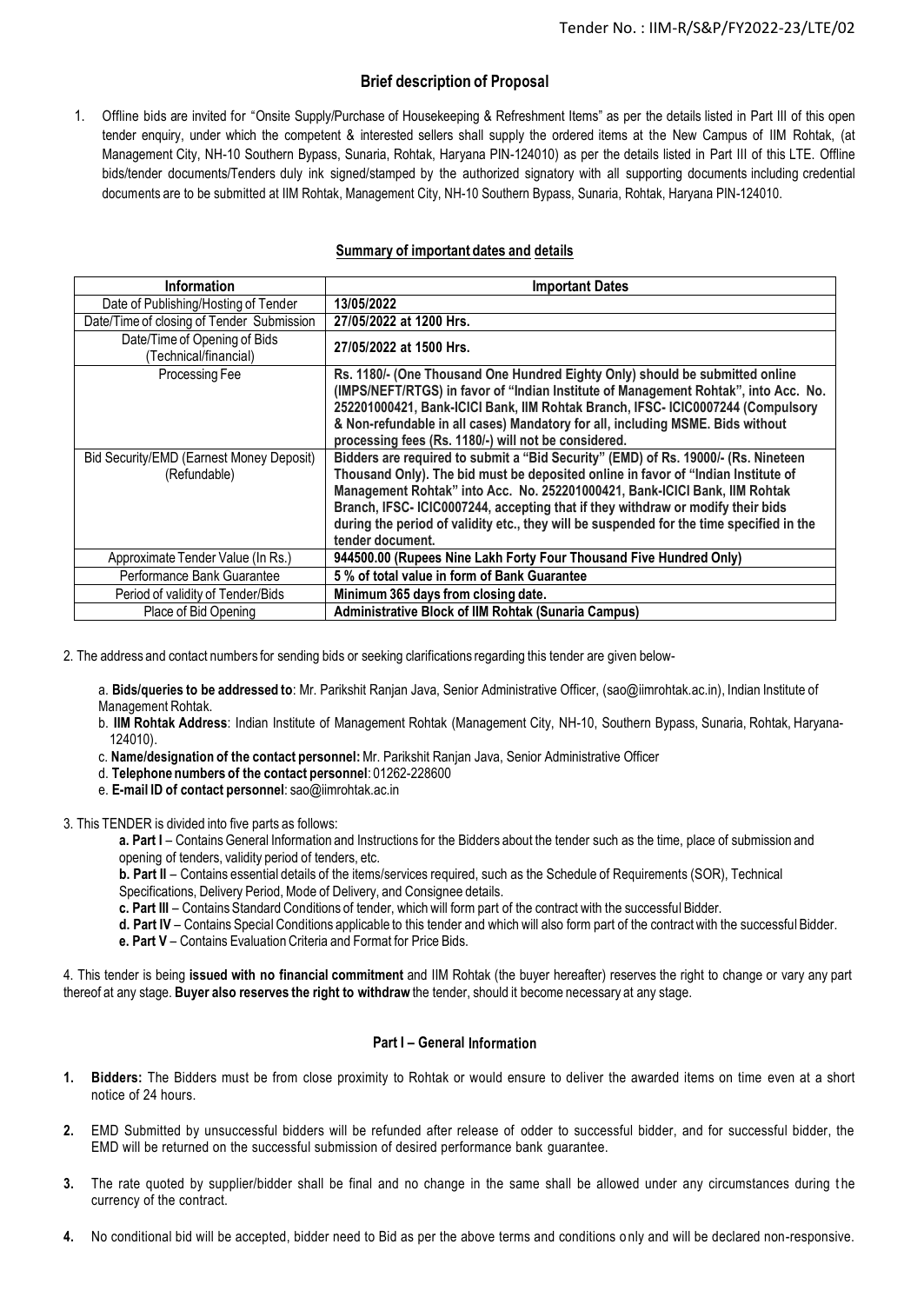## Brief description of Proposal

1. Offline bids are invited for "Onsite Supply/Purchase of Housekeeping & Refreshment Items" as per the details listed in Part III of this open tender enquiry, under which the competent & interested sellers shall supply the ordered items at the New Campus of IIM Rohtak, (at Management City, NH-10 Southern Bypass, Sunaria, Rohtak, Haryana PIN-124010) as per the details listed in Part III of this LTE. Offline bids/tender documents/Tenders duly ink signed/stamped by the authorized signatory with all supporting documents including credential documents are to be submitted at IIM Rohtak, Management City, NH-10 Southern Bypass, Sunaria, Rohtak, Haryana PIN-124010.

### Summary of important dates and details

| Information | Important Dates |
|---|---|
| Date of Publishing/Hosting of Tender | **13/05/2022** |
| Date/Time of closing of Tender Submission | **27/05/2022 at 1200 Hrs.** |
| Date/Time of Opening of Bids (Technical/financial) | **27/05/2022 at 1500 Hrs.** |
| Processing Fee | **Rs. 1180/- (One Thousand One Hundred Eighty Only) should be submitted online (IMPS/NEFT/RTGS) in favor of "Indian Institute of Management Rohtak", into Acc. No. 252201000421, Bank-ICICI Bank, IIM Rohtak Branch, IFSC- ICIC0007244 (Compulsory & Non-refundable in all cases) Mandatory for all, including MSME. Bids without processing fees (Rs. 1180/-) will not be considered.** |
| Bid Security/EMD (Earnest Money Deposit) (Refundable) | **Bidders are required to submit a "Bid Security" (EMD) of Rs. 19000/- (Rs. Nineteen Thousand Only). The bid must be deposited online in favor of "Indian Institute of Management Rohtak" into Acc. No. 252201000421, Bank-ICICI Bank, IIM Rohtak Branch, IFSC- ICIC0007244, accepting that if they withdraw or modify their bids during the period of validity etc., they will be suspended for the time specified in the tender document.** |
| Approximate Tender Value (In Rs.) | **944500.00 (Rupees Nine Lakh Forty Four Thousand Five Hundred Only)** |
| Performance Bank Guarantee | **5 % of total value in form of Bank Guarantee** |
| Period of validity of Tender/Bids | **Minimum 365 days from closing date.** |
| Place of Bid Opening | **Administrative Block of IIM Rohtak (Sunaria Campus)** |

2. The address and contact numbers for sending bids or seeking clarifications regarding this tender are given below-

a. **Bids/queries to be addressed to**: Mr. Parikshit Ranjan Java, Senior Administrative Officer, (sao@iimrohtak.ac.in), Indian Institute of Management Rohtak.

b. **IIM Rohtak Address**: Indian Institute of Management Rohtak (Management City, NH-10, Southern Bypass, Sunaria, Rohtak, Haryana-124010).

c. **Name/designation of the contact personnel:** Mr. Parikshit Ranjan Java, Senior Administrative Officer

d. **Telephone numbers of the contact personnel**: 01262-228600

e. **E-mail ID of contact personnel**: sao@iimrohtak.ac.in

3. This TENDER is divided into five parts as follows:

**a. Part I** – Contains General Information and Instructions for the Bidders about the tender such as the time, place of submission and opening of tenders, validity period of tenders, etc.

**b. Part II** – Contains essential details of the items/services required, such as the Schedule of Requirements (SOR), Technical Specifications, Delivery Period, Mode of Delivery, and Consignee details.

**c. Part III** – Contains Standard Conditions of tender, which will form part of the contract with the successful Bidder.

**d. Part IV** – Contains Special Conditions applicable to this tender and which will also form part of the contract with the successful Bidder.

**e. Part V** – Contains Evaluation Criteria and Format for Price Bids.

4. This tender is being **issued with no financial commitment** and IIM Rohtak (the buyer hereafter) reserves the right to change or vary any part thereof at any stage. **Buyer also reserves the right to withdraw** the tender, should it become necessary at any stage.

### Part I – General Information

1. **Bidders:** The Bidders must be from close proximity to Rohtak or would ensure to deliver the awarded items on time even at a short notice of 24 hours.

2. EMD Submitted by unsuccessful bidders will be refunded after release of odder to successful bidder, and for successful bidder, the EMD will be returned on the successful submission of desired performance bank guarantee.

3. The rate quoted by supplier/bidder shall be final and no change in the same shall be allowed under any circumstances during the currency of the contract.

4. No conditional bid will be accepted, bidder need to Bid as per the above terms and conditions only and will be declared non-responsive.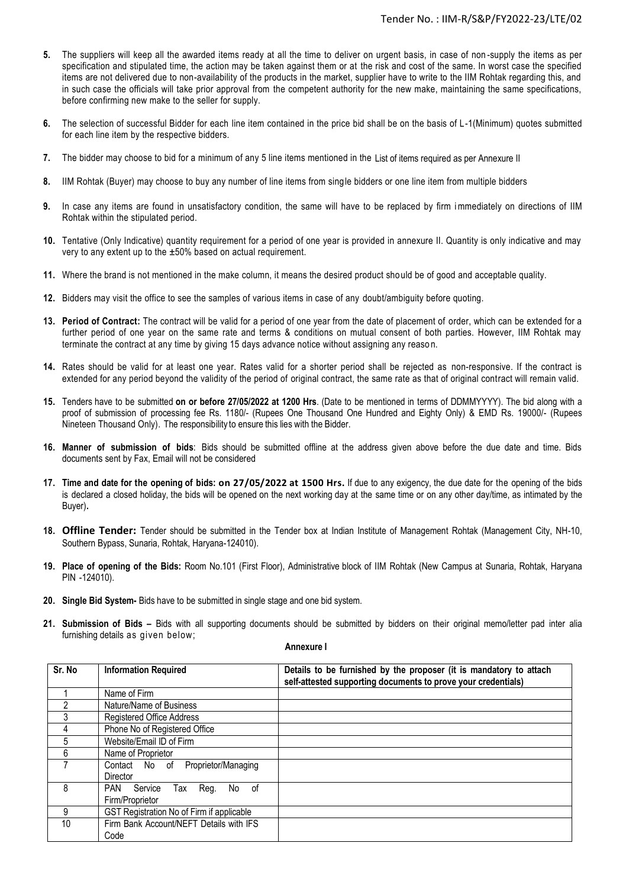5. The suppliers will keep all the awarded items ready at all the time to deliver on urgent basis, in case of non-supply the items as per specification and stipulated time, the action may be taken against them or at the risk and cost of the same. In worst case the specified items are not delivered due to non-availability of the products in the market, supplier have to write to the IIM Rohtak regarding this, and in such case the officials will take prior approval from the competent authority for the new make, maintaining the same specifications, before confirming new make to the seller for supply.

6. The selection of successful Bidder for each line item contained in the price bid shall be on the basis of L-1(Minimum) quotes submitted for each line item by the respective bidders.

7. The bidder may choose to bid for a minimum of any 5 line items mentioned in the List of items required as per Annexure II

8. IIM Rohtak (Buyer) may choose to buy any number of line items from single bidders or one line item from multiple bidders

9. In case any items are found in unsatisfactory condition, the same will have to be replaced by firm immediately on directions of IIM Rohtak within the stipulated period.

10. Tentative (Only Indicative) quantity requirement for a period of one year is provided in annexure II. Quantity is only indicative and may very to any extent up to the ±50% based on actual requirement.

11. Where the brand is not mentioned in the make column, it means the desired product should be of good and acceptable quality.

12. Bidders may visit the office to see the samples of various items in case of any doubt/ambiguity before quoting.

13. **Period of Contract:** The contract will be valid for a period of one year from the date of placement of order, which can be extended for a further period of one year on the same rate and terms & conditions on mutual consent of both parties. However, IIM Rohtak may terminate the contract at any time by giving 15 days advance notice without assigning any reason.

14. Rates should be valid for at least one year. Rates valid for a shorter period shall be rejected as non-responsive. If the contract is extended for any period beyond the validity of the period of original contract, the same rate as that of original contract will remain valid.

15. Tenders have to be submitted **on or before 27/05/2022 at 1200 Hrs**. (Date to be mentioned in terms of DDMMYYYY). The bid along with a proof of submission of processing fee Rs. 1180/- (Rupees One Thousand One Hundred and Eighty Only) & EMD Rs. 19000/- (Rupees Nineteen Thousand Only). The responsibility to ensure this lies with the Bidder.

16. **Manner of submission of bids**: Bids should be submitted offline at the address given above before the due date and time. Bids documents sent by Fax, Email will not be considered

17. **Time and date for the opening of bids: on 27/05/2022 at 1500 Hrs.** If due to any exigency, the due date for the opening of the bids is declared a closed holiday, the bids will be opened on the next working day at the same time or on any other day/time, as intimated by the Buyer**.**

18. **Offline Tender:** Tender should be submitted in the Tender box at Indian Institute of Management Rohtak (Management City, NH-10, Southern Bypass, Sunaria, Rohtak, Haryana-124010).

19. **Place of opening of the Bids:** Room No.101 (First Floor), Administrative block of IIM Rohtak (New Campus at Sunaria, Rohtak, Haryana PIN -124010).

20. **Single Bid System-** Bids have to be submitted in single stage and one bid system.

21. **Submission of Bids –** Bids with all supporting documents should be submitted by bidders on their original memo/letter pad inter alia furnishing details as given below;

**Annexure I**

| Sr. No | Information Required | Details to be furnished by the proposer (it is mandatory to attach self-attested supporting documents to prove your credentials) |
|---|---|---|
| 1 | Name of Firm | |
| 2 | Nature/Name of Business | |
| 3 | Registered Office Address | |
| 4 | Phone No of Registered Office | |
| 5 | Website/Email ID of Firm | |
| 6 | Name of Proprietor | |
| 7 | Contact No of Proprietor/Managing Director | |
| 8 | PAN Service Tax Reg. No of Firm/Proprietor | |
| 9 | GST Registration No of Firm if applicable | |
| 10 | Firm Bank Account/NEFT Details with IFS Code | |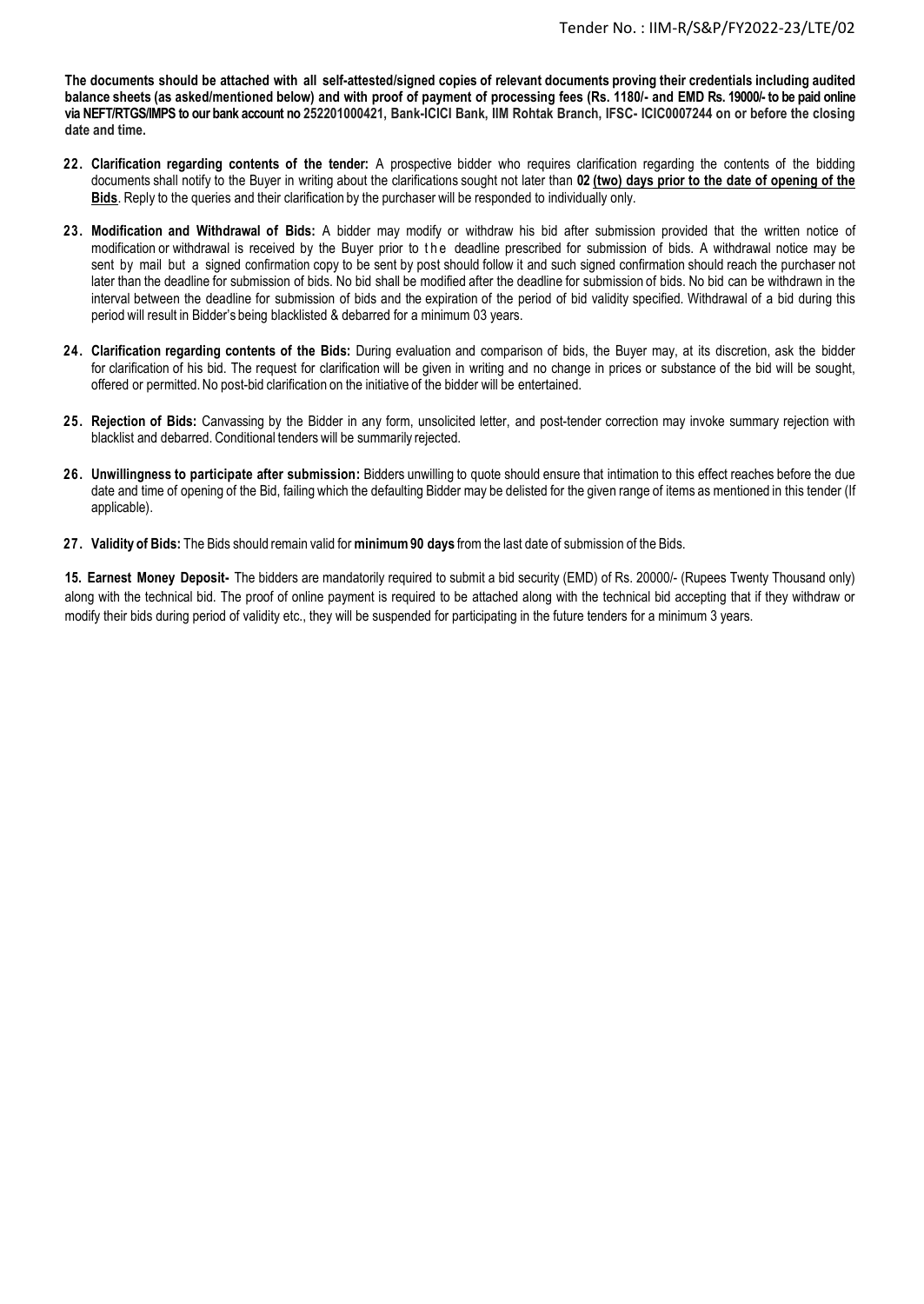**The documents should be attached with all self-attested/signed copies of relevant documents proving their credentials including audited balance sheets (as asked/mentioned below) and with proof of payment of processing fees (Rs. 1180/- and EMD Rs. 19000/- to be paid online via NEFT/RTGS/IMPS to our bank account no 252201000421, Bank-ICICI Bank, IIM Rohtak Branch, IFSC- ICIC0007244 on or before the closing date and time.**

**22. Clarification regarding contents of the tender:** A prospective bidder who requires clarification regarding the contents of the bidding documents shall notify to the Buyer in writing about the clarifications sought not later than **02 (two) days prior to the date of opening of the Bids**. Reply to the queries and their clarification by the purchaser will be responded to individually only.

**23. Modification and Withdrawal of Bids:** A bidder may modify or withdraw his bid after submission provided that the written notice of modification or withdrawal is received by the Buyer prior to the deadline prescribed for submission of bids. A withdrawal notice may be sent by mail but a signed confirmation copy to be sent by post should follow it and such signed confirmation should reach the purchaser not later than the deadline for submission of bids. No bid shall be modified after the deadline for submission of bids. No bid can be withdrawn in the interval between the deadline for submission of bids and the expiration of the period of bid validity specified. Withdrawal of a bid during this period will result in Bidder's being blacklisted & debarred for a minimum 03 years.

**24. Clarification regarding contents of the Bids:** During evaluation and comparison of bids, the Buyer may, at its discretion, ask the bidder for clarification of his bid. The request for clarification will be given in writing and no change in prices or substance of the bid will be sought, offered or permitted. No post-bid clarification on the initiative of the bidder will be entertained.

**25. Rejection of Bids:** Canvassing by the Bidder in any form, unsolicited letter, and post-tender correction may invoke summary rejection with blacklist and debarred. Conditional tenders will be summarily rejected.

**26. Unwillingness to participate after submission:** Bidders unwilling to quote should ensure that intimation to this effect reaches before the due date and time of opening of the Bid, failing which the defaulting Bidder may be delisted for the given range of items as mentioned in this tender (If applicable).

**27. Validity of Bids:** The Bids should remain valid for **minimum 90 days** from the last date of submission of the Bids.

**15. Earnest Money Deposit-** The bidders are mandatorily required to submit a bid security (EMD) of Rs. 20000/- (Rupees Twenty Thousand only) along with the technical bid. The proof of online payment is required to be attached along with the technical bid accepting that if they withdraw or modify their bids during period of validity etc., they will be suspended for participating in the future tenders for a minimum 3 years.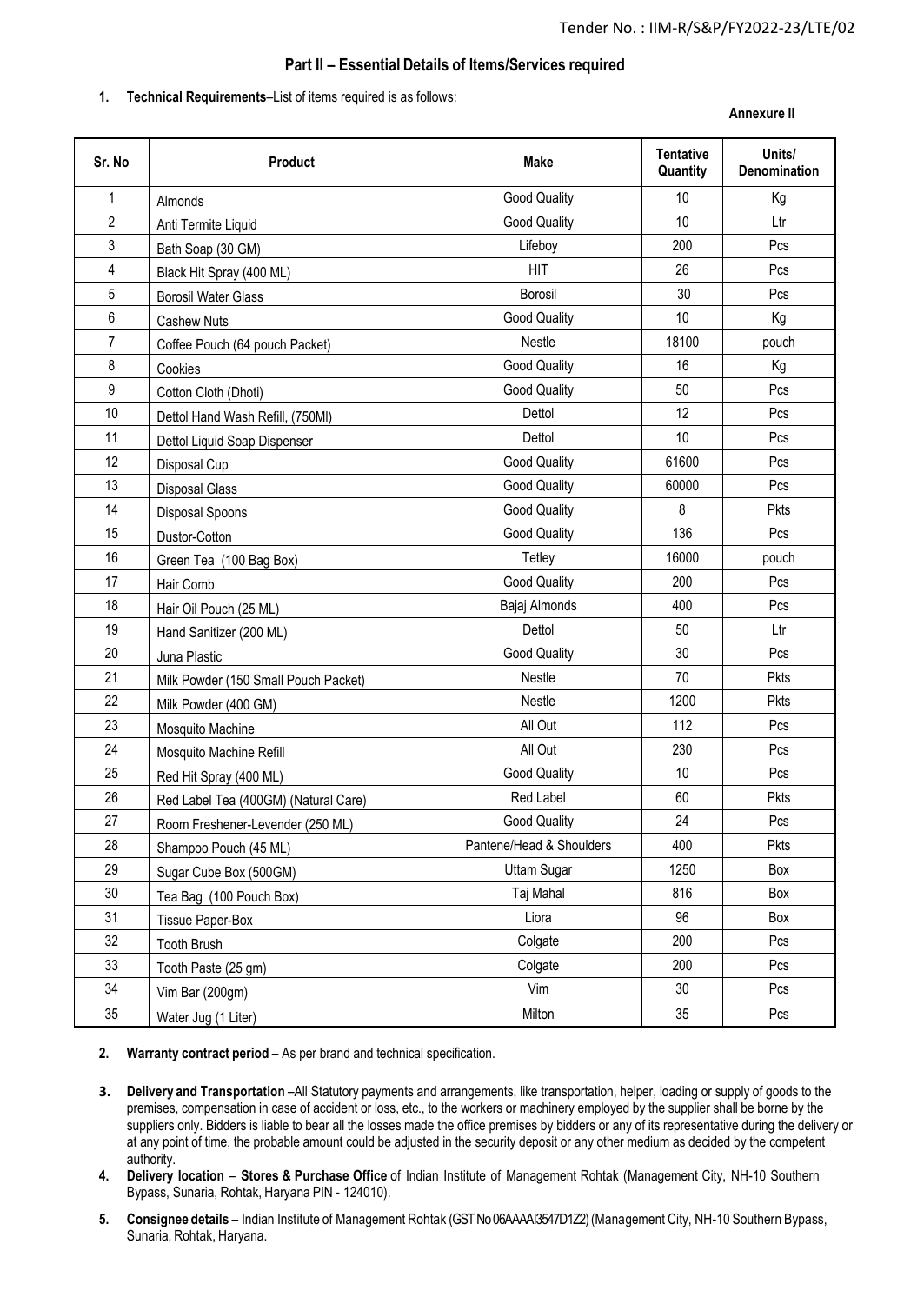## Part II – Essential Details of Items/Services required

1. **Technical Requirements**–List of items required is as follows:

**Annexure II**

| Sr. No | Product | Make | Tentative Quantity | Units/ Denomination |
|---|---|---|---|---|
| 1 | Almonds | Good Quality | 10 | Kg |
| 2 | Anti Termite Liquid | Good Quality | 10 | Ltr |
| 3 | Bath Soap (30 GM) | Lifeboy | 200 | Pcs |
| 4 | Black Hit Spray (400 ML) | HIT | 26 | Pcs |
| 5 | Borosil Water Glass | Borosil | 30 | Pcs |
| 6 | Cashew Nuts | Good Quality | 10 | Kg |
| 7 | Coffee Pouch (64 pouch Packet) | Nestle | 18100 | pouch |
| 8 | Cookies | Good Quality | 16 | Kg |
| 9 | Cotton Cloth (Dhoti) | Good Quality | 50 | Pcs |
| 10 | Dettol Hand Wash Refill, (750Ml) | Dettol | 12 | Pcs |
| 11 | Dettol Liquid Soap Dispenser | Dettol | 10 | Pcs |
| 12 | Disposal Cup | Good Quality | 61600 | Pcs |
| 13 | Disposal Glass | Good Quality | 60000 | Pcs |
| 14 | Disposal Spoons | Good Quality | 8 | Pkts |
| 15 | Dustor-Cotton | Good Quality | 136 | Pcs |
| 16 | Green Tea (100 Bag Box) | Tetley | 16000 | pouch |
| 17 | Hair Comb | Good Quality | 200 | Pcs |
| 18 | Hair Oil Pouch (25 ML) | Bajaj Almonds | 400 | Pcs |
| 19 | Hand Sanitizer (200 ML) | Dettol | 50 | Ltr |
| 20 | Juna Plastic | Good Quality | 30 | Pcs |
| 21 | Milk Powder (150 Small Pouch Packet) | Nestle | 70 | Pkts |
| 22 | Milk Powder (400 GM) | Nestle | 1200 | Pkts |
| 23 | Mosquito Machine | All Out | 112 | Pcs |
| 24 | Mosquito Machine Refill | All Out | 230 | Pcs |
| 25 | Red Hit Spray (400 ML) | Good Quality | 10 | Pcs |
| 26 | Red Label Tea (400GM) (Natural Care) | Red Label | 60 | Pkts |
| 27 | Room Freshener-Levender (250 ML) | Good Quality | 24 | Pcs |
| 28 | Shampoo Pouch (45 ML) | Pantene/Head & Shoulders | 400 | Pkts |
| 29 | Sugar Cube Box (500GM) | Uttam Sugar | 1250 | Box |
| 30 | Tea Bag (100 Pouch Box) | Taj Mahal | 816 | Box |
| 31 | Tissue Paper-Box | Liora | 96 | Box |
| 32 | Tooth Brush | Colgate | 200 | Pcs |
| 33 | Tooth Paste (25 gm) | Colgate | 200 | Pcs |
| 34 | Vim Bar (200gm) | Vim | 30 | Pcs |
| 35 | Water Jug (1 Liter) | Milton | 35 | Pcs |

2. **Warranty contract period** – As per brand and technical specification.

3. **Delivery and Transportation** –All Statutory payments and arrangements, like transportation, helper, loading or supply of goods to the premises, compensation in case of accident or loss, etc., to the workers or machinery employed by the supplier shall be borne by the suppliers only. Bidders is liable to bear all the losses made the office premises by bidders or any of its representative during the delivery or at any point of time, the probable amount could be adjusted in the security deposit or any other medium as decided by the competent authority.

4. **Delivery location** – **Stores & Purchase Office** of Indian Institute of Management Rohtak (Management City, NH-10 Southern Bypass, Sunaria, Rohtak, Haryana PIN - 124010).

5. **Consignee details** – Indian Institute of Management Rohtak (GST No 06AAAAI3547D1Z2) (Management City, NH-10 Southern Bypass, Sunaria, Rohtak, Haryana.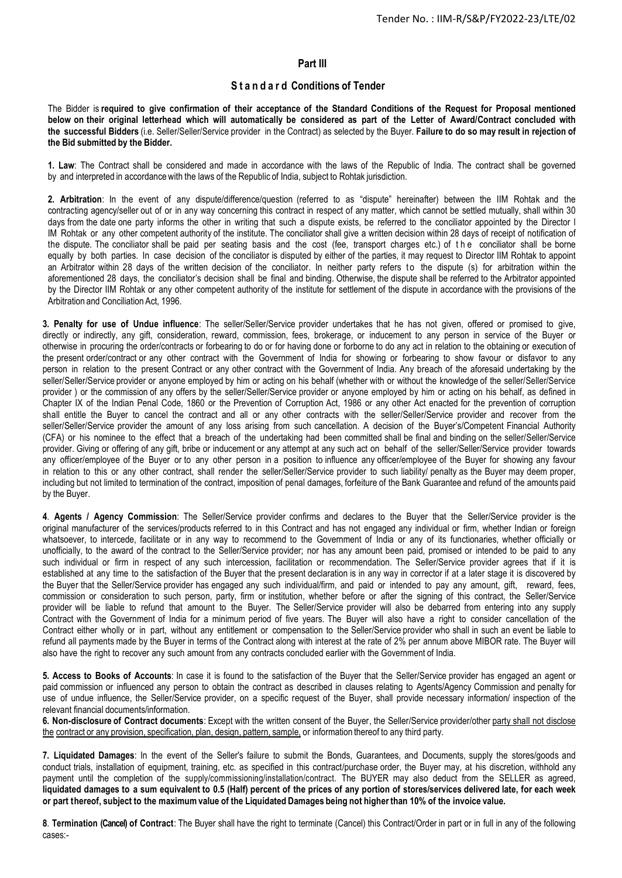## Part III

### Standard Conditions of Tender

The Bidder is **required to give confirmation of their acceptance of the Standard Conditions of the Request for Proposal mentioned below on their original letterhead which will automatically be considered as part of the Letter of Award/Contract concluded with the successful Bidders** (i.e. Seller/Seller/Service provider in the Contract) as selected by the Buyer. **Failure to do so may result in rejection of the Bid submitted by the Bidder.**

**1. Law**: The Contract shall be considered and made in accordance with the laws of the Republic of India. The contract shall be governed by and interpreted in accordance with the laws of the Republic of India, subject to Rohtak jurisdiction.

**2. Arbitration**: In the event of any dispute/difference/question (referred to as "dispute" hereinafter) between the IIM Rohtak and the contracting agency/seller out of or in any way concerning this contract in respect of any matter, which cannot be settled mutually, shall within 30 days from the date one party informs the other in writing that such a dispute exists, be referred to the conciliator appointed by the Director I IM Rohtak or any other competent authority of the institute. The conciliator shall give a written decision within 28 days of receipt of notification of the dispute. The conciliator shall be paid per seating basis and the cost (fee, transport charges etc.) of the conciliator shall be borne equally by both parties. In case decision of the conciliator is disputed by either of the parties, it may request to Director IIM Rohtak to appoint an Arbitrator within 28 days of the written decision of the conciliator. In neither party refers to the dispute (s) for arbitration within the aforementioned 28 days, the conciliator's decision shall be final and binding. Otherwise, the dispute shall be referred to the Arbitrator appointed by the Director IIM Rohtak or any other competent authority of the institute for settlement of the dispute in accordance with the provisions of the Arbitration and Conciliation Act, 1996.

**3. Penalty for use of Undue influence**: The seller/Seller/Service provider undertakes that he has not given, offered or promised to give, directly or indirectly, any gift, consideration, reward, commission, fees, brokerage, or inducement to any person in service of the Buyer or otherwise in procuring the order/contracts or forbearing to do or for having done or forborne to do any act in relation to the obtaining or execution of the present order/contract or any other contract with the Government of India for showing or forbearing to show favour or disfavor to any person in relation to the present Contract or any other contract with the Government of India. Any breach of the aforesaid undertaking by the seller/Seller/Service provider or anyone employed by him or acting on his behalf (whether with or without the knowledge of the seller/Seller/Service provider ) or the commission of any offers by the seller/Seller/Service provider or anyone employed by him or acting on his behalf, as defined in Chapter IX of the Indian Penal Code, 1860 or the Prevention of Corruption Act, 1986 or any other Act enacted for the prevention of corruption shall entitle the Buyer to cancel the contract and all or any other contracts with the seller/Seller/Service provider and recover from the seller/Seller/Service provider the amount of any loss arising from such cancellation. A decision of the Buyer's/Competent Financial Authority (CFA) or his nominee to the effect that a breach of the undertaking had been committed shall be final and binding on the seller/Seller/Service provider. Giving or offering of any gift, bribe or inducement or any attempt at any such act on behalf of the seller/Seller/Service provider towards any officer/employee of the Buyer or to any other person in a position to influence any officer/employee of the Buyer for showing any favour in relation to this or any other contract, shall render the seller/Seller/Service provider to such liability/ penalty as the Buyer may deem proper, including but not limited to termination of the contract, imposition of penal damages, forfeiture of the Bank Guarantee and refund of the amounts paid by the Buyer.

**4**. **Agents / Agency Commission**: The Seller/Service provider confirms and declares to the Buyer that the Seller/Service provider is the original manufacturer of the services/products referred to in this Contract and has not engaged any individual or firm, whether Indian or foreign whatsoever, to intercede, facilitate or in any way to recommend to the Government of India or any of its functionaries, whether officially or unofficially, to the award of the contract to the Seller/Service provider; nor has any amount been paid, promised or intended to be paid to any such individual or firm in respect of any such intercession, facilitation or recommendation. The Seller/Service provider agrees that if it is established at any time to the satisfaction of the Buyer that the present declaration is in any way in corrector if at a later stage it is discovered by the Buyer that the Seller/Service provider has engaged any such individual/firm, and paid or intended to pay any amount, gift, reward, fees, commission or consideration to such person, party, firm or institution, whether before or after the signing of this contract, the Seller/Service provider will be liable to refund that amount to the Buyer. The Seller/Service provider will also be debarred from entering into any supply Contract with the Government of India for a minimum period of five years. The Buyer will also have a right to consider cancellation of the Contract either wholly or in part, without any entitlement or compensation to the Seller/Service provider who shall in such an event be liable to refund all payments made by the Buyer in terms of the Contract along with interest at the rate of 2% per annum above MIBOR rate. The Buyer will also have the right to recover any such amount from any contracts concluded earlier with the Government of India.

**5. Access to Books of Accounts**: In case it is found to the satisfaction of the Buyer that the Seller/Service provider has engaged an agent or paid commission or influenced any person to obtain the contract as described in clauses relating to Agents/Agency Commission and penalty for use of undue influence, the Seller/Service provider, on a specific request of the Buyer, shall provide necessary information/ inspection of the relevant financial documents/information.

**6. Non-disclosure of Contract documents**: Except with the written consent of the Buyer, the Seller/Service provider/other party shall not disclose the contract or any provision, specification, plan, design, pattern, sample, or information thereof to any third party.

**7. Liquidated Damages**: In the event of the Seller's failure to submit the Bonds, Guarantees, and Documents, supply the stores/goods and conduct trials, installation of equipment, training, etc. as specified in this contract/purchase order, the Buyer may, at his discretion, withhold any payment until the completion of the supply/commissioning/installation/contract. The BUYER may also deduct from the SELLER as agreed, **liquidated damages to a sum equivalent to 0.5 (Half) percent of the prices of any portion of stores/services delivered late, for each week or part thereof, subject to the maximum value of the Liquidated Damages being not higher than 10% of the invoice value.**

**8**. **Termination (Cancel) of Contract**: The Buyer shall have the right to terminate (Cancel) this Contract/Order in part or in full in any of the following cases:-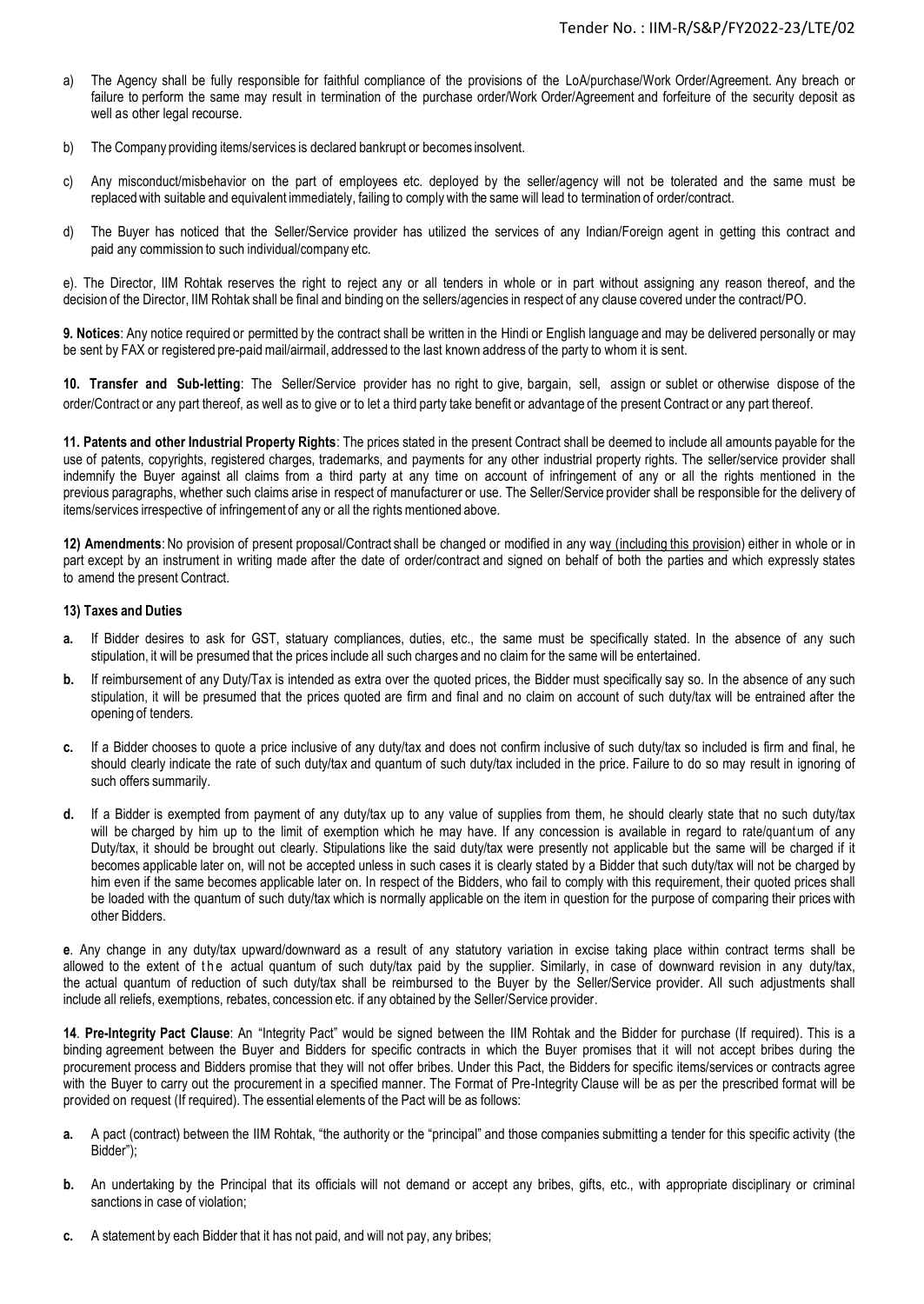a) The Agency shall be fully responsible for faithful compliance of the provisions of the LoA/purchase/Work Order/Agreement. Any breach or failure to perform the same may result in termination of the purchase order/Work Order/Agreement and forfeiture of the security deposit as well as other legal recourse.

b) The Company providing items/services is declared bankrupt or becomes insolvent.

c) Any misconduct/misbehavior on the part of employees etc. deployed by the seller/agency will not be tolerated and the same must be replaced with suitable and equivalent immediately, failing to comply with the same will lead to termination of order/contract.

d) The Buyer has noticed that the Seller/Service provider has utilized the services of any Indian/Foreign agent in getting this contract and paid any commission to such individual/company etc.

e). The Director, IIM Rohtak reserves the right to reject any or all tenders in whole or in part without assigning any reason thereof, and the decision of the Director, IIM Rohtak shall be final and binding on the sellers/agencies in respect of any clause covered under the contract/PO.

**9. Notices**: Any notice required or permitted by the contract shall be written in the Hindi or English language and may be delivered personally or may be sent by FAX or registered pre-paid mail/airmail, addressed to the last known address of the party to whom it is sent.

**10. Transfer and Sub-letting**: The Seller/Service provider has no right to give, bargain, sell, assign or sublet or otherwise dispose of the order/Contract or any part thereof, as well as to give or to let a third party take benefit or advantage of the present Contract or any part thereof.

**11. Patents and other Industrial Property Rights**: The prices stated in the present Contract shall be deemed to include all amounts payable for the use of patents, copyrights, registered charges, trademarks, and payments for any other industrial property rights. The seller/service provider shall indemnify the Buyer against all claims from a third party at any time on account of infringement of any or all the rights mentioned in the previous paragraphs, whether such claims arise in respect of manufacturer or use. The Seller/Service provider shall be responsible for the delivery of items/services irrespective of infringement of any or all the rights mentioned above.

**12) Amendments**: No provision of present proposal/Contract shall be changed or modified in any way (including this provision) either in whole or in part except by an instrument in writing made after the date of order/contract and signed on behalf of both the parties and which expressly states to amend the present Contract.

**13) Taxes and Duties**

**a.** If Bidder desires to ask for GST, statuary compliances, duties, etc., the same must be specifically stated. In the absence of any such stipulation, it will be presumed that the prices include all such charges and no claim for the same will be entertained.

**b.** If reimbursement of any Duty/Tax is intended as extra over the quoted prices, the Bidder must specifically say so. In the absence of any such stipulation, it will be presumed that the prices quoted are firm and final and no claim on account of such duty/tax will be entrained after the opening of tenders.

**c.** If a Bidder chooses to quote a price inclusive of any duty/tax and does not confirm inclusive of such duty/tax so included is firm and final, he should clearly indicate the rate of such duty/tax and quantum of such duty/tax included in the price. Failure to do so may result in ignoring of such offers summarily.

**d.** If a Bidder is exempted from payment of any duty/tax up to any value of supplies from them, he should clearly state that no such duty/tax will be charged by him up to the limit of exemption which he may have. If any concession is available in regard to rate/quantum of any Duty/tax, it should be brought out clearly. Stipulations like the said duty/tax were presently not applicable but the same will be charged if it becomes applicable later on, will not be accepted unless in such cases it is clearly stated by a Bidder that such duty/tax will not be charged by him even if the same becomes applicable later on. In respect of the Bidders, who fail to comply with this requirement, their quoted prices shall be loaded with the quantum of such duty/tax which is normally applicable on the item in question for the purpose of comparing their prices with other Bidders.

**e**. Any change in any duty/tax upward/downward as a result of any statutory variation in excise taking place within contract terms shall be allowed to the extent of the actual quantum of such duty/tax paid by the supplier. Similarly, in case of downward revision in any duty/tax, the actual quantum of reduction of such duty/tax shall be reimbursed to the Buyer by the Seller/Service provider. All such adjustments shall include all reliefs, exemptions, rebates, concession etc. if any obtained by the Seller/Service provider.

**14**. **Pre-Integrity Pact Clause**: An "Integrity Pact" would be signed between the IIM Rohtak and the Bidder for purchase (If required). This is a binding agreement between the Buyer and Bidders for specific contracts in which the Buyer promises that it will not accept bribes during the procurement process and Bidders promise that they will not offer bribes. Under this Pact, the Bidders for specific items/services or contracts agree with the Buyer to carry out the procurement in a specified manner. The Format of Pre-Integrity Clause will be as per the prescribed format will be provided on request (If required). The essential elements of the Pact will be as follows:

**a.** A pact (contract) between the IIM Rohtak, "the authority or the "principal" and those companies submitting a tender for this specific activity (the Bidder");

**b.** An undertaking by the Principal that its officials will not demand or accept any bribes, gifts, etc., with appropriate disciplinary or criminal sanctions in case of violation;

**c.** A statement by each Bidder that it has not paid, and will not pay, any bribes;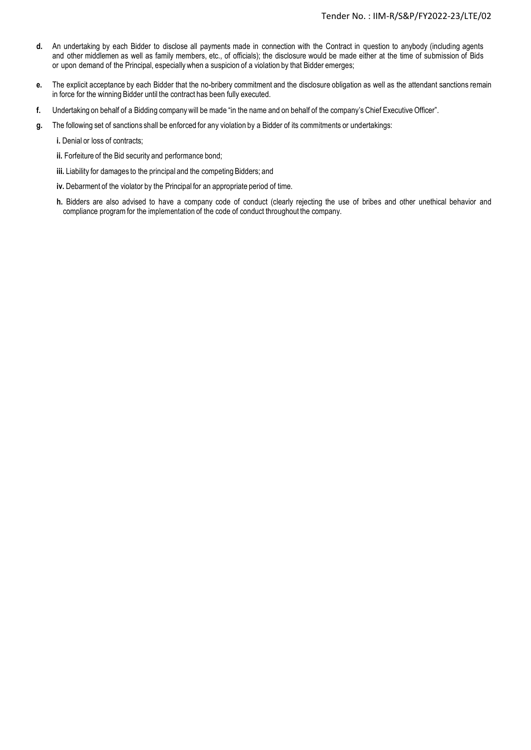**d.** An undertaking by each Bidder to disclose all payments made in connection with the Contract in question to anybody (including agents and other middlemen as well as family members, etc., of officials); the disclosure would be made either at the time of submission of Bids or upon demand of the Principal, especially when a suspicion of a violation by that Bidder emerges;

**e.** The explicit acceptance by each Bidder that the no-bribery commitment and the disclosure obligation as well as the attendant sanctions remain in force for the winning Bidder until the contract has been fully executed.

**f.** Undertaking on behalf of a Bidding company will be made "in the name and on behalf of the company's Chief Executive Officer".

**g.** The following set of sanctions shall be enforced for any violation by a Bidder of its commitments or undertakings:

**i.** Denial or loss of contracts;

**ii.** Forfeiture of the Bid security and performance bond;

**iii.** Liability for damages to the principal and the competing Bidders; and

**iv.** Debarment of the violator by the Principal for an appropriate period of time.

**h.** Bidders are also advised to have a company code of conduct (clearly rejecting the use of bribes and other unethical behavior and compliance program for the implementation of the code of conduct throughout the company.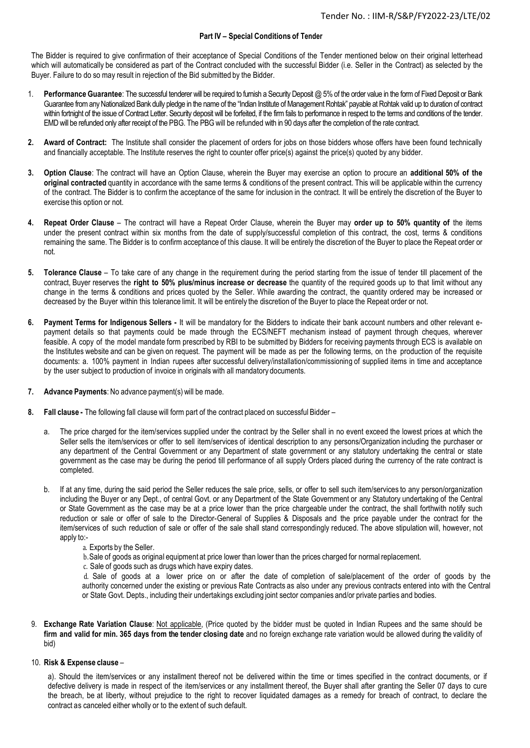## Part IV – Special Conditions of Tender

The Bidder is required to give confirmation of their acceptance of Special Conditions of the Tender mentioned below on their original letterhead which will automatically be considered as part of the Contract concluded with the successful Bidder (i.e. Seller in the Contract) as selected by the Buyer. Failure to do so may result in rejection of the Bid submitted by the Bidder.

1. **Performance Guarantee**: The successful tenderer will be required to furnish a Security Deposit @ 5% of the order value in the form of Fixed Deposit or Bank Guarantee from any Nationalized Bank dully pledge in the name of the "Indian Institute of Management Rohtak" payable at Rohtak valid up to duration of contract within fortnight of the issue of Contract Letter. Security deposit will be forfeited, if the firm fails to performance in respect to the terms and conditions of the tender. EMD will be refunded only after receipt of the PBG. The PBG will be refunded with in 90 days after the completion of the rate contract.

2. **Award of Contract:** The Institute shall consider the placement of orders for jobs on those bidders whose offers have been found technically and financially acceptable. The Institute reserves the right to counter offer price(s) against the price(s) quoted by any bidder.

3. **Option Clause**: The contract will have an Option Clause, wherein the Buyer may exercise an option to procure an **additional 50% of the original contracted** quantity in accordance with the same terms & conditions of the present contract. This will be applicable within the currency of the contract. The Bidder is to confirm the acceptance of the same for inclusion in the contract. It will be entirely the discretion of the Buyer to exercise this option or not.

4. **Repeat Order Clause** – The contract will have a Repeat Order Clause, wherein the Buyer may **order up to 50% quantity of** the items under the present contract within six months from the date of supply/successful completion of this contract, the cost, terms & conditions remaining the same. The Bidder is to confirm acceptance of this clause. It will be entirely the discretion of the Buyer to place the Repeat order or not.

5. **Tolerance Clause** – To take care of any change in the requirement during the period starting from the issue of tender till placement of the contract, Buyer reserves the **right to 50% plus/minus increase or decrease** the quantity of the required goods up to that limit without any change in the terms & conditions and prices quoted by the Seller. While awarding the contract, the quantity ordered may be increased or decreased by the Buyer within this tolerance limit. It will be entirely the discretion of the Buyer to place the Repeat order or not.

6. **Payment Terms for Indigenous Sellers -** It will be mandatory for the Bidders to indicate their bank account numbers and other relevant e-payment details so that payments could be made through the ECS/NEFT mechanism instead of payment through cheques, wherever feasible. A copy of the model mandate form prescribed by RBI to be submitted by Bidders for receiving payments through ECS is available on the Institutes website and can be given on request. The payment will be made as per the following terms, on the production of the requisite documents: a. 100% payment in Indian rupees after successful delivery/installation/commissioning of supplied items in time and acceptance by the user subject to production of invoice in originals with all mandatory documents.

7. **Advance Payments**: No advance payment(s) will be made.

8. **Fall clause -** The following fall clause will form part of the contract placed on successful Bidder –

   a. The price charged for the item/services supplied under the contract by the Seller shall in no event exceed the lowest prices at which the Seller sells the item/services or offer to sell item/services of identical description to any persons/Organization including the purchaser or any department of the Central Government or any Department of state government or any statutory undertaking the central or state government as the case may be during the period till performance of all supply Orders placed during the currency of the rate contract is completed.

   b. If at any time, during the said period the Seller reduces the sale price, sells, or offer to sell such item/services to any person/organization including the Buyer or any Dept., of central Govt. or any Department of the State Government or any Statutory undertaking of the Central or State Government as the case may be at a price lower than the price chargeable under the contract, the shall forthwith notify such reduction or sale or offer of sale to the Director-General of Supplies & Disposals and the price payable under the contract for the item/services of such reduction of sale or offer of the sale shall stand correspondingly reduced. The above stipulation will, however, not apply to:-

      a. Exports by the Seller.

      b. Sale of goods as original equipment at price lower than lower than the prices charged for normal replacement.

      c. Sale of goods such as drugs which have expiry dates.

      d. Sale of goods at a lower price on or after the date of completion of sale/placement of the order of goods by the authority concerned under the existing or previous Rate Contracts as also under any previous contracts entered into with the Central or State Govt. Depts., including their undertakings excluding joint sector companies and/or private parties and bodies.

9. **Exchange Rate Variation Clause**: Not applicable, (Price quoted by the bidder must be quoted in Indian Rupees and the same should be **firm and valid for min. 365 days from the tender closing date** and no foreign exchange rate variation would be allowed during the validity of bid)

10. **Risk & Expense clause** –

    a). Should the item/services or any installment thereof not be delivered within the time or times specified in the contract documents, or if defective delivery is made in respect of the item/services or any installment thereof, the Buyer shall after granting the Seller 07 days to cure the breach, be at liberty, without prejudice to the right to recover liquidated damages as a remedy for breach of contract, to declare the contract as canceled either wholly or to the extent of such default.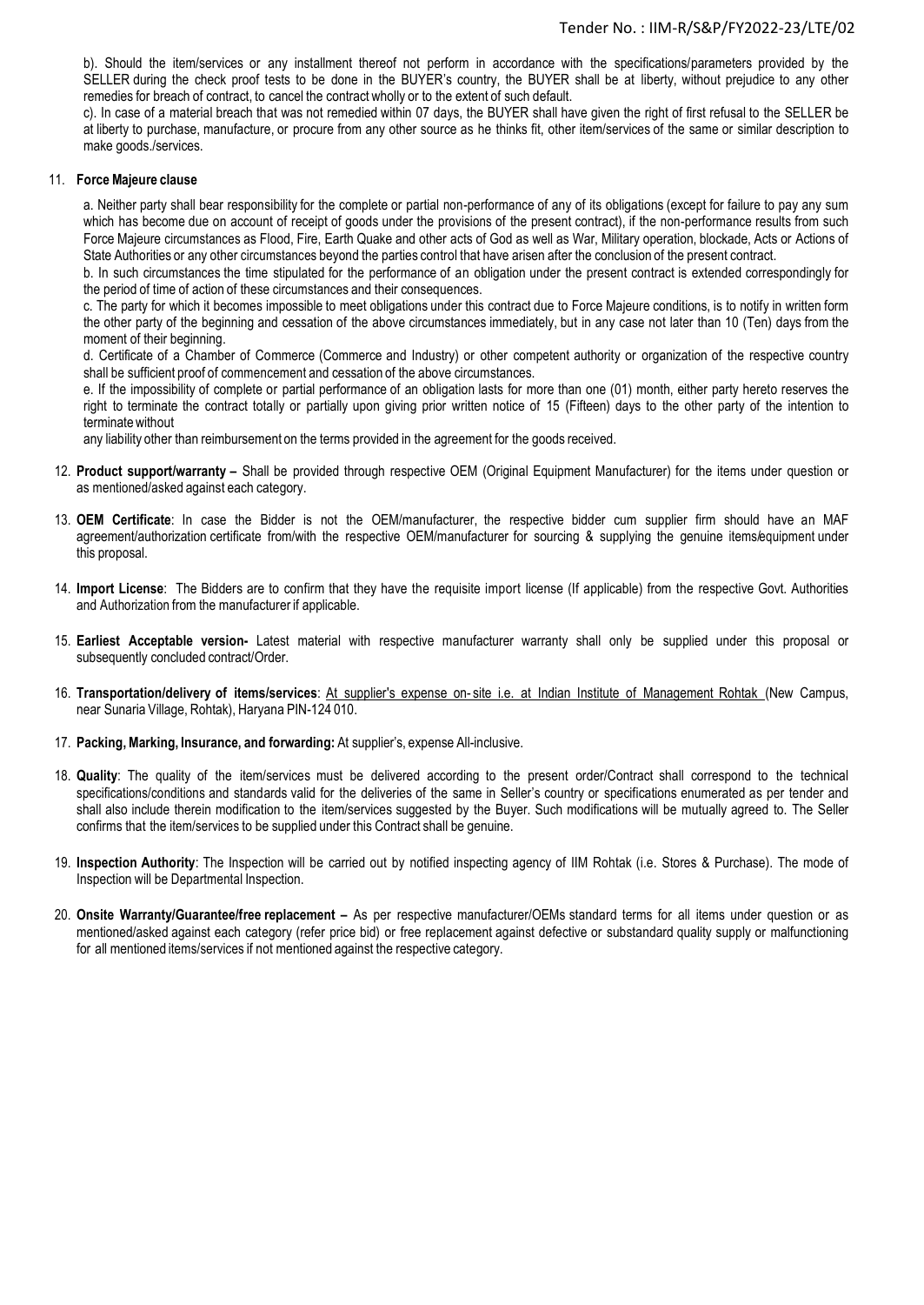b). Should the item/services or any installment thereof not perform in accordance with the specifications/parameters provided by the SELLER during the check proof tests to be done in the BUYER's country, the BUYER shall be at liberty, without prejudice to any other remedies for breach of contract, to cancel the contract wholly or to the extent of such default.

c). In case of a material breach that was not remedied within 07 days, the BUYER shall have given the right of first refusal to the SELLER be at liberty to purchase, manufacture, or procure from any other source as he thinks fit, other item/services of the same or similar description to make goods./services.

11. **Force Majeure clause**

a. Neither party shall bear responsibility for the complete or partial non-performance of any of its obligations (except for failure to pay any sum which has become due on account of receipt of goods under the provisions of the present contract), if the non-performance results from such Force Majeure circumstances as Flood, Fire, Earth Quake and other acts of God as well as War, Military operation, blockade, Acts or Actions of State Authorities or any other circumstances beyond the parties control that have arisen after the conclusion of the present contract.

b. In such circumstances the time stipulated for the performance of an obligation under the present contract is extended correspondingly for the period of time of action of these circumstances and their consequences.

c. The party for which it becomes impossible to meet obligations under this contract due to Force Majeure conditions, is to notify in written form the other party of the beginning and cessation of the above circumstances immediately, but in any case not later than 10 (Ten) days from the moment of their beginning.

d. Certificate of a Chamber of Commerce (Commerce and Industry) or other competent authority or organization of the respective country shall be sufficient proof of commencement and cessation of the above circumstances.

e. If the impossibility of complete or partial performance of an obligation lasts for more than one (01) month, either party hereto reserves the right to terminate the contract totally or partially upon giving prior written notice of 15 (Fifteen) days to the other party of the intention to terminate without

any liability other than reimbursement on the terms provided in the agreement for the goods received.

12. **Product support/warranty –** Shall be provided through respective OEM (Original Equipment Manufacturer) for the items under question or as mentioned/asked against each category.

13. **OEM Certificate**: In case the Bidder is not the OEM/manufacturer, the respective bidder cum supplier firm should have an MAF agreement/authorization certificate from/with the respective OEM/manufacturer for sourcing & supplying the genuine items/equipment under this proposal.

14. **Import License**: The Bidders are to confirm that they have the requisite import license (If applicable) from the respective Govt. Authorities and Authorization from the manufacturer if applicable.

15. **Earliest Acceptable version-** Latest material with respective manufacturer warranty shall only be supplied under this proposal or subsequently concluded contract/Order.

16. **Transportation/delivery of items/services**: At supplier's expense on- site i.e. at Indian Institute of Management Rohtak (New Campus, near Sunaria Village, Rohtak), Haryana PIN-124 010.

17. **Packing, Marking, Insurance, and forwarding:** At supplier's, expense All-inclusive.

18. **Quality**: The quality of the item/services must be delivered according to the present order/Contract shall correspond to the technical specifications/conditions and standards valid for the deliveries of the same in Seller's country or specifications enumerated as per tender and shall also include therein modification to the item/services suggested by the Buyer. Such modifications will be mutually agreed to. The Seller confirms that the item/services to be supplied under this Contract shall be genuine.

19. **Inspection Authority**: The Inspection will be carried out by notified inspecting agency of IIM Rohtak (i.e. Stores & Purchase). The mode of Inspection will be Departmental Inspection.

20. **Onsite Warranty/Guarantee/free replacement –** As per respective manufacturer/OEMs standard terms for all items under question or as mentioned/asked against each category (refer price bid) or free replacement against defective or substandard quality supply or malfunctioning for all mentioned items/services if not mentioned against the respective category.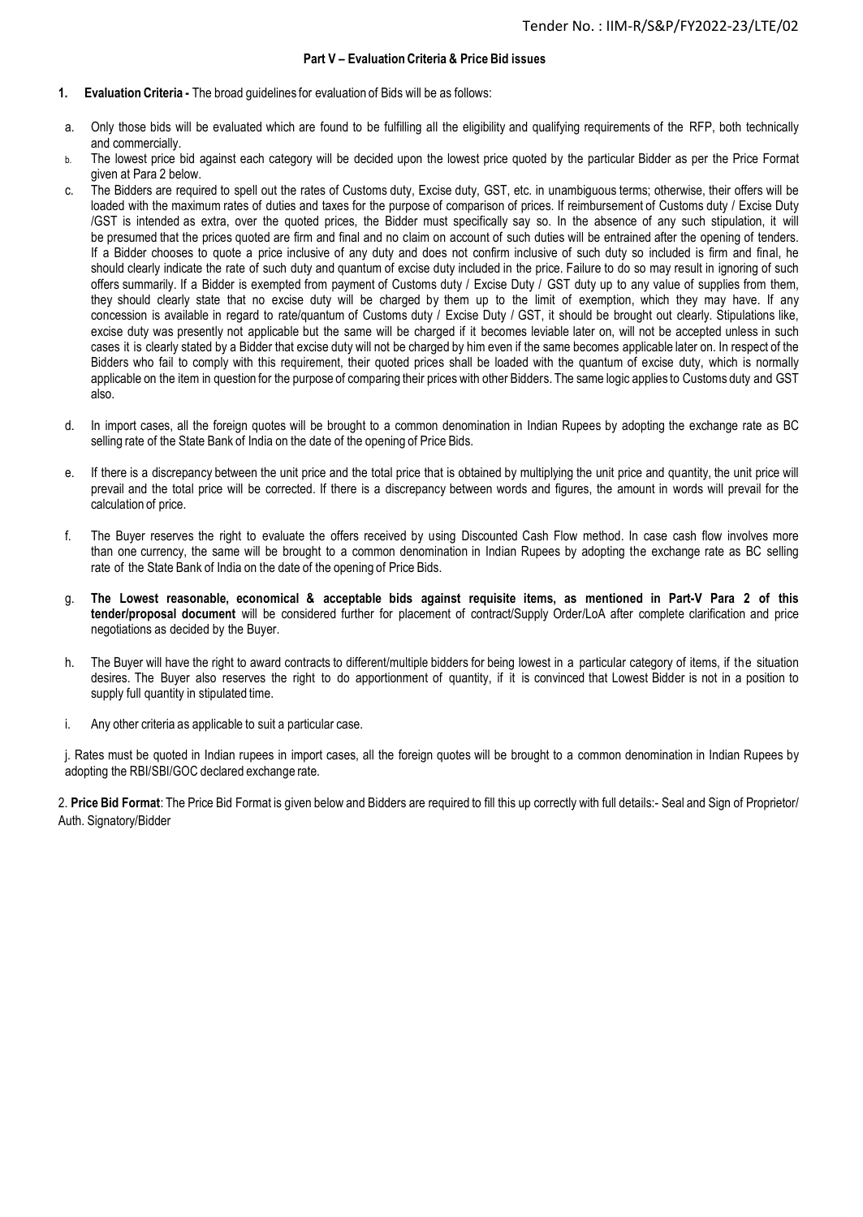**Part V – Evaluation Criteria & Price Bid issues**

1. **Evaluation Criteria -** The broad guidelines for evaluation of Bids will be as follows:

a. Only those bids will be evaluated which are found to be fulfilling all the eligibility and qualifying requirements of the RFP, both technically and commercially.

b. The lowest price bid against each category will be decided upon the lowest price quoted by the particular Bidder as per the Price Format given at Para 2 below.

c. The Bidders are required to spell out the rates of Customs duty, Excise duty, GST, etc. in unambiguous terms; otherwise, their offers will be loaded with the maximum rates of duties and taxes for the purpose of comparison of prices. If reimbursement of Customs duty / Excise Duty /GST is intended as extra, over the quoted prices, the Bidder must specifically say so. In the absence of any such stipulation, it will be presumed that the prices quoted are firm and final and no claim on account of such duties will be entrained after the opening of tenders. If a Bidder chooses to quote a price inclusive of any duty and does not confirm inclusive of such duty so included is firm and final, he should clearly indicate the rate of such duty and quantum of excise duty included in the price. Failure to do so may result in ignoring of such offers summarily. If a Bidder is exempted from payment of Customs duty / Excise Duty / GST duty up to any value of supplies from them, they should clearly state that no excise duty will be charged by them up to the limit of exemption, which they may have. If any concession is available in regard to rate/quantum of Customs duty / Excise Duty / GST, it should be brought out clearly. Stipulations like, excise duty was presently not applicable but the same will be charged if it becomes leviable later on, will not be accepted unless in such cases it is clearly stated by a Bidder that excise duty will not be charged by him even if the same becomes applicable later on. In respect of the Bidders who fail to comply with this requirement, their quoted prices shall be loaded with the quantum of excise duty, which is normally applicable on the item in question for the purpose of comparing their prices with other Bidders. The same logic applies to Customs duty and GST also.

d. In import cases, all the foreign quotes will be brought to a common denomination in Indian Rupees by adopting the exchange rate as BC selling rate of the State Bank of India on the date of the opening of Price Bids.

e. If there is a discrepancy between the unit price and the total price that is obtained by multiplying the unit price and quantity, the unit price will prevail and the total price will be corrected. If there is a discrepancy between words and figures, the amount in words will prevail for the calculation of price.

f. The Buyer reserves the right to evaluate the offers received by using Discounted Cash Flow method. In case cash flow involves more than one currency, the same will be brought to a common denomination in Indian Rupees by adopting the exchange rate as BC selling rate of the State Bank of India on the date of the opening of Price Bids.

g. **The Lowest reasonable, economical & acceptable bids against requisite items, as mentioned in Part-V Para 2 of this tender/proposal document** will be considered further for placement of contract/Supply Order/LoA after complete clarification and price negotiations as decided by the Buyer.

h. The Buyer will have the right to award contracts to different/multiple bidders for being lowest in a particular category of items, if the situation desires. The Buyer also reserves the right to do apportionment of quantity, if it is convinced that Lowest Bidder is not in a position to supply full quantity in stipulated time.

i. Any other criteria as applicable to suit a particular case.

j. Rates must be quoted in Indian rupees in import cases, all the foreign quotes will be brought to a common denomination in Indian Rupees by adopting the RBI/SBI/GOC declared exchange rate.

2. **Price Bid Format**: The Price Bid Format is given below and Bidders are required to fill this up correctly with full details:- Seal and Sign of Proprietor/ Auth. Signatory/Bidder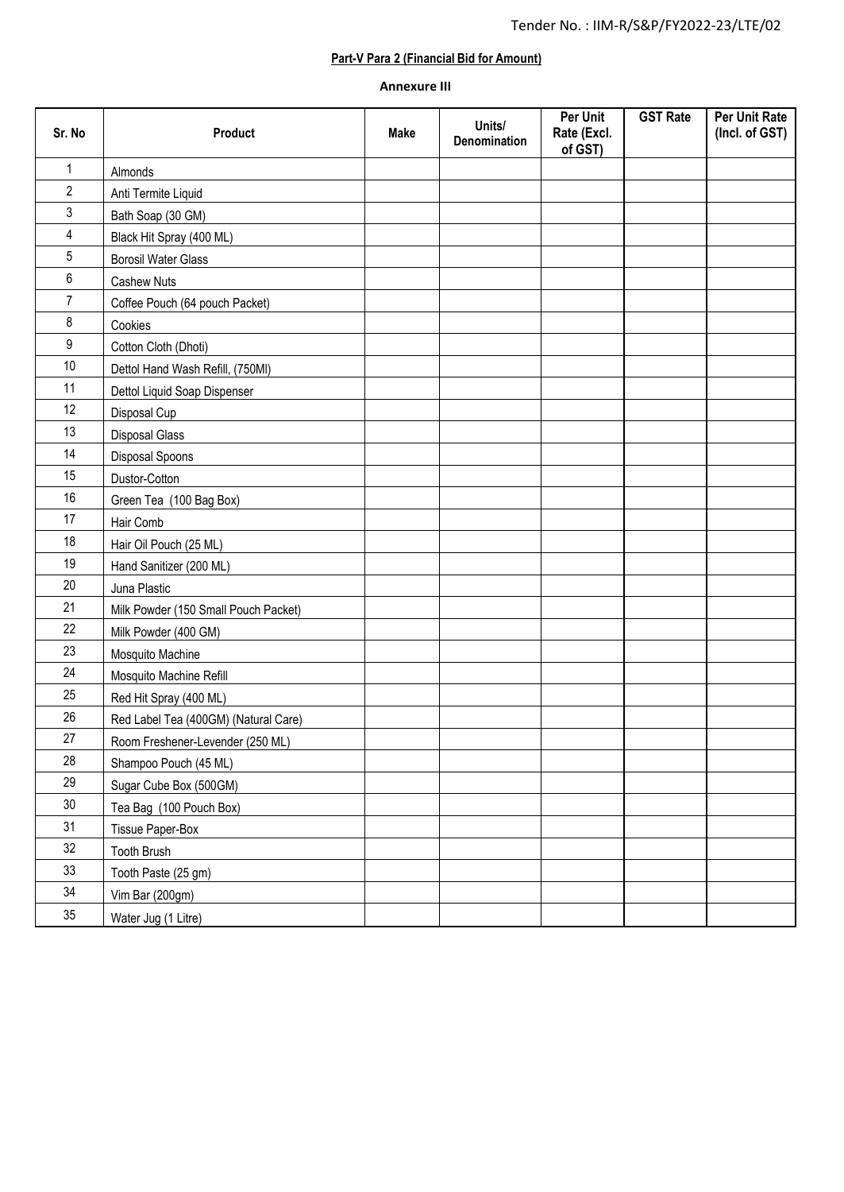**Part-V Para 2 (Financial Bid for Amount)**

**Annexure III**

| Sr. No | Product | Make | Units/ Denomination | Per Unit Rate (Excl. of GST) | GST Rate | Per Unit Rate (Incl. of GST) |
|---|---|---|---|---|---|---|
| 1 | Almonds | | | | | |
| 2 | Anti Termite Liquid | | | | | |
| 3 | Bath Soap (30 GM) | | | | | |
| 4 | Black Hit Spray (400 ML) | | | | | |
| 5 | Borosil Water Glass | | | | | |
| 6 | Cashew Nuts | | | | | |
| 7 | Coffee Pouch (64 pouch Packet) | | | | | |
| 8 | Cookies | | | | | |
| 9 | Cotton Cloth (Dhoti) | | | | | |
| 10 | Dettol Hand Wash Refill, (750Ml) | | | | | |
| 11 | Dettol Liquid Soap Dispenser | | | | | |
| 12 | Disposal Cup | | | | | |
| 13 | Disposal Glass | | | | | |
| 14 | Disposal Spoons | | | | | |
| 15 | Dustor-Cotton | | | | | |
| 16 | Green Tea (100 Bag Box) | | | | | |
| 17 | Hair Comb | | | | | |
| 18 | Hair Oil Pouch (25 ML) | | | | | |
| 19 | Hand Sanitizer (200 ML) | | | | | |
| 20 | Juna Plastic | | | | | |
| 21 | Milk Powder (150 Small Pouch Packet) | | | | | |
| 22 | Milk Powder (400 GM) | | | | | |
| 23 | Mosquito Machine | | | | | |
| 24 | Mosquito Machine Refill | | | | | |
| 25 | Red Hit Spray (400 ML) | | | | | |
| 26 | Red Label Tea (400GM) (Natural Care) | | | | | |
| 27 | Room Freshener-Levender (250 ML) | | | | | |
| 28 | Shampoo Pouch (45 ML) | | | | | |
| 29 | Sugar Cube Box (500GM) | | | | | |
| 30 | Tea Bag (100 Pouch Box) | | | | | |
| 31 | Tissue Paper-Box | | | | | |
| 32 | Tooth Brush | | | | | |
| 33 | Tooth Paste (25 gm) | | | | | |
| 34 | Vim Bar (200gm) | | | | | |
| 35 | Water Jug (1 Litre) | | | | | |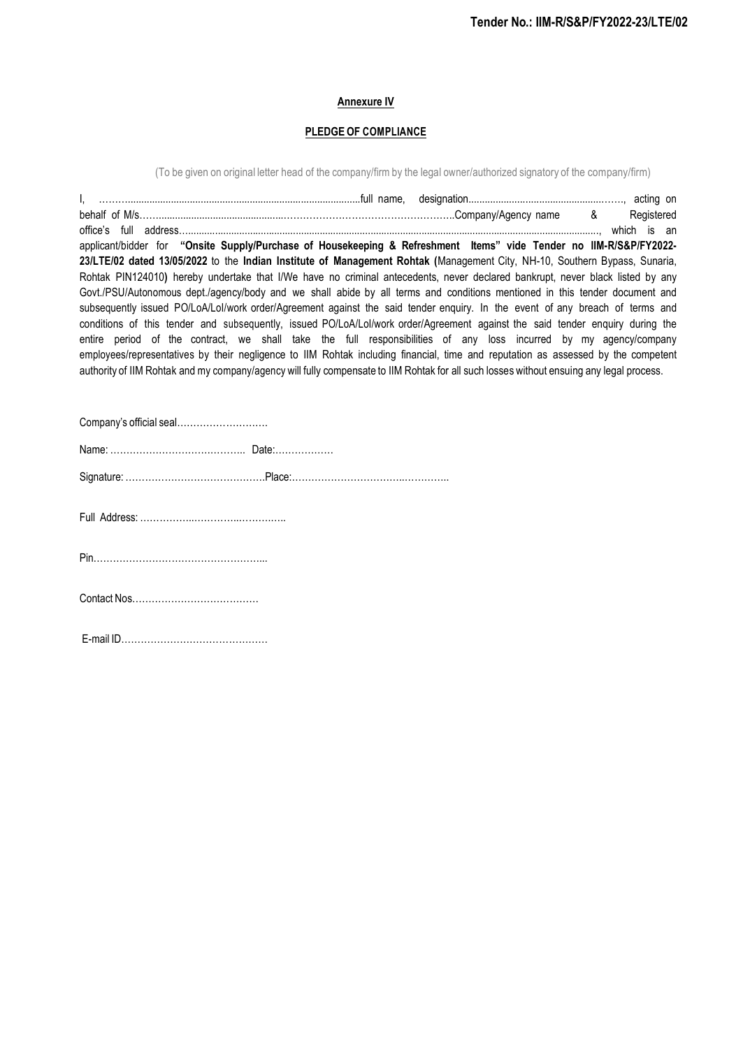## Annexure IV

### PLEDGE OF COMPLIANCE

(To be given on original letter head of the company/firm by the legal owner/authorized signatory of the company/firm)

I, ……….....................................................................................full name, designation......................................................……, acting on behalf of M/s……...............................................………………………………………….Company/Agency name & Registered office's full address…......................................................................................................................................................, which is an applicant/bidder for **"Onsite Supply/Purchase of Housekeeping & Refreshment Items" vide Tender no IIM-R/S&P/FY2022-23/LTE/02 dated 13/05/2022** to the **Indian Institute of Management Rohtak (**Management City, NH-10, Southern Bypass, Sunaria, Rohtak PIN124010**)** hereby undertake that I/We have no criminal antecedents, never declared bankrupt, never black listed by any Govt./PSU/Autonomous dept./agency/body and we shall abide by all terms and conditions mentioned in this tender document and subsequently issued PO/LoA/LoI/work order/Agreement against the said tender enquiry. In the event of any breach of terms and conditions of this tender and subsequently, issued PO/LoA/LoI/work order/Agreement against the said tender enquiry during the entire period of the contract, we shall take the full responsibilities of any loss incurred by my agency/company employees/representatives by their negligence to IIM Rohtak including financial, time and reputation as assessed by the competent authority of IIM Rohtak and my company/agency will fully compensate to IIM Rohtak for all such losses without ensuing any legal process.

Company's official seal……………………….

Name: ……………………….……….. Date:………………

Signature: …………………………………….Place:……………………………...………..

Full Address: ……………..…………...…………..

Pin……………………………………………...

Contact Nos…………………………………

E-mail ID………………………………………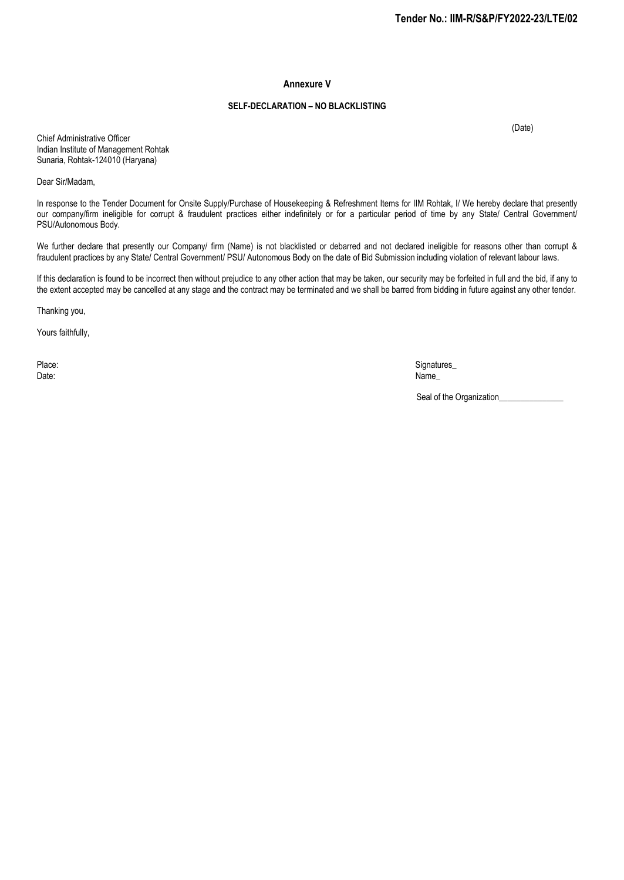## Annexure V

### SELF-DECLARATION – NO BLACKLISTING

(Date)

Chief Administrative Officer
Indian Institute of Management Rohtak
Sunaria, Rohtak-124010 (Haryana)

Dear Sir/Madam,

In response to the Tender Document for Onsite Supply/Purchase of Housekeeping & Refreshment Items for IIM Rohtak, I/ We hereby declare that presently our company/firm ineligible for corrupt & fraudulent practices either indefinitely or for a particular period of time by any State/ Central Government/ PSU/Autonomous Body.

We further declare that presently our Company/ firm (Name) is not blacklisted or debarred and not declared ineligible for reasons other than corrupt & fraudulent practices by any State/ Central Government/ PSU/ Autonomous Body on the date of Bid Submission including violation of relevant labour laws.

If this declaration is found to be incorrect then without prejudice to any other action that may be taken, our security may be forfeited in full and the bid, if any to the extent accepted may be cancelled at any stage and the contract may be terminated and we shall be barred from bidding in future against any other tender.

Thanking you,

Yours faithfully,

Place:
Date:

Signatures_
Name_

Seal of the Organization_______________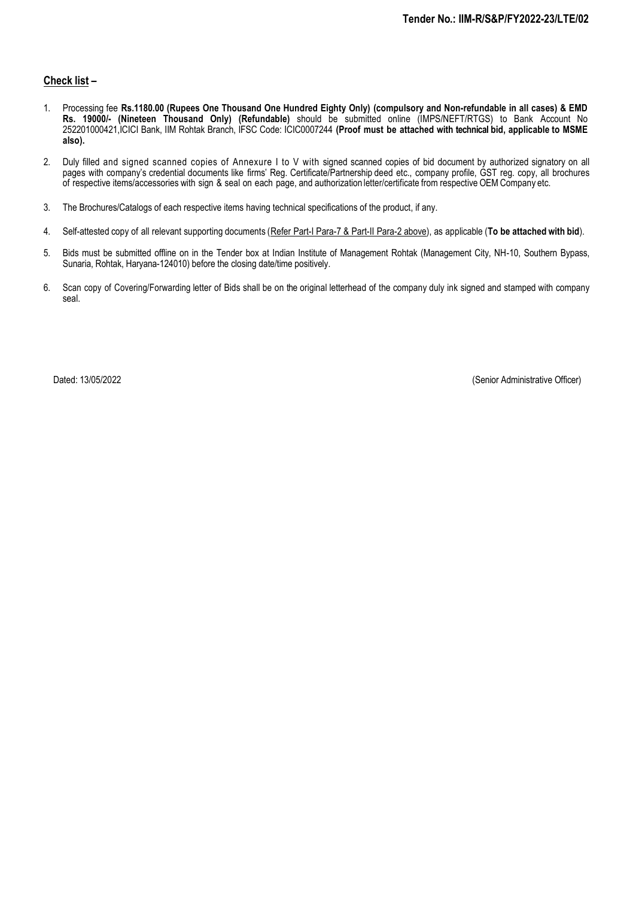## Check list –

1. Processing fee **Rs.1180.00 (Rupees One Thousand One Hundred Eighty Only) (compulsory and Non-refundable in all cases) & EMD Rs. 19000/- (Nineteen Thousand Only) (Refundable)** should be submitted online (IMPS/NEFT/RTGS) to Bank Account No 252201000421,ICICI Bank, IIM Rohtak Branch, IFSC Code: ICIC0007244 **(Proof must be attached with technical bid, applicable to MSME also).**

2. Duly filled and signed scanned copies of Annexure I to V with signed scanned copies of bid document by authorized signatory on all pages with company's credential documents like firms' Reg. Certificate/Partnership deed etc., company profile, GST reg. copy, all brochures of respective items/accessories with sign & seal on each page, and authorization letter/certificate from respective OEM Company etc.

3. The Brochures/Catalogs of each respective items having technical specifications of the product, if any.

4. Self-attested copy of all relevant supporting documents (Refer Part-I Para-7 & Part-II Para-2 above), as applicable (**To be attached with bid**).

5. Bids must be submitted offline on in the Tender box at Indian Institute of Management Rohtak (Management City, NH-10, Southern Bypass, Sunaria, Rohtak, Haryana-124010) before the closing date/time positively.

6. Scan copy of Covering/Forwarding letter of Bids shall be on the original letterhead of the company duly ink signed and stamped with company seal.

Dated: 13/05/2022

(Senior Administrative Officer)